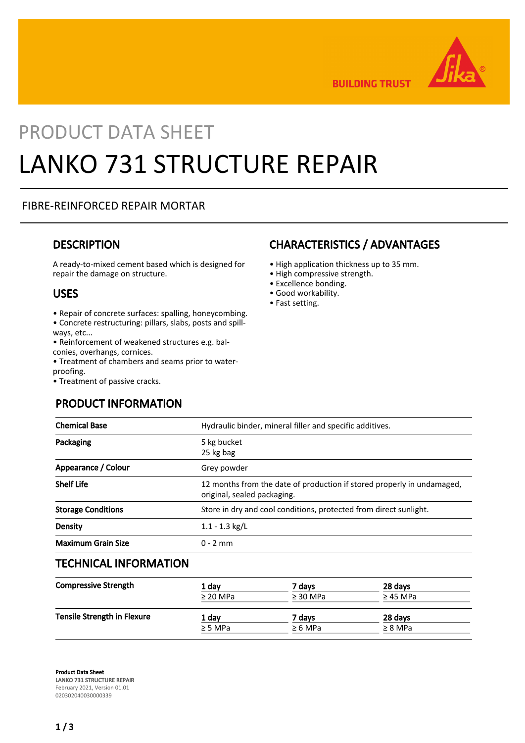PRODUCT DATA SHEET

# LANKO 731 STRUCTURE REPAIR

FIBRE-REINFORCED REPAIR MORTAR

## DESCRIPTION

A ready-to-mixed cement based which is designed for repair the damage on structure.

## USES

- Repair of concrete surfaces: spalling, honeycombing.
- Concrete restructuring: pillars, slabs, posts and spill-ways, etc...
- Reinforcement of weakened structures e.g. balconies, overhangs, cornices.
- Treatment of chambers and seams prior to water-proofing.
- Treatment of passive cracks.

## CHARACTERISTICS / ADVANTAGES

- High application thickness up to 35 mm.
- High compressive strength.
- Excellence bonding.
- Good workability.
- Fast setting.

## PRODUCT INFORMATION

| | |
|---|---|
| **Chemical Base** | Hydraulic binder, mineral filler and specific additives. |
| **Packaging** | 5 kg bucket<br>25 kg bag |
| **Appearance / Colour** | Grey powder |
| **Shelf Life** | 12 months from the date of production if stored properly in undamaged, original, sealed packaging. |
| **Storage Conditions** | Store in dry and cool conditions, protected from direct sunlight. |
| **Density** | 1.1 - 1.3 kg/L |
| **Maximum Grain Size** | 0 - 2 mm |

## TECHNICAL INFORMATION

| | 1 day | 7 days | 28 days |
|---|---|---|---|
| **Compressive Strength** | ≥ 20 MPa | ≥ 30 MPa | ≥ 45 MPa |
| **Tensile Strength in Flexure** | ≥ 5 MPa | ≥ 6 MPa | ≥ 8 MPa |

**Product Data Sheet**
**LANKO 731 STRUCTURE REPAIR**
February 2021, Version 01.01
020302040030000339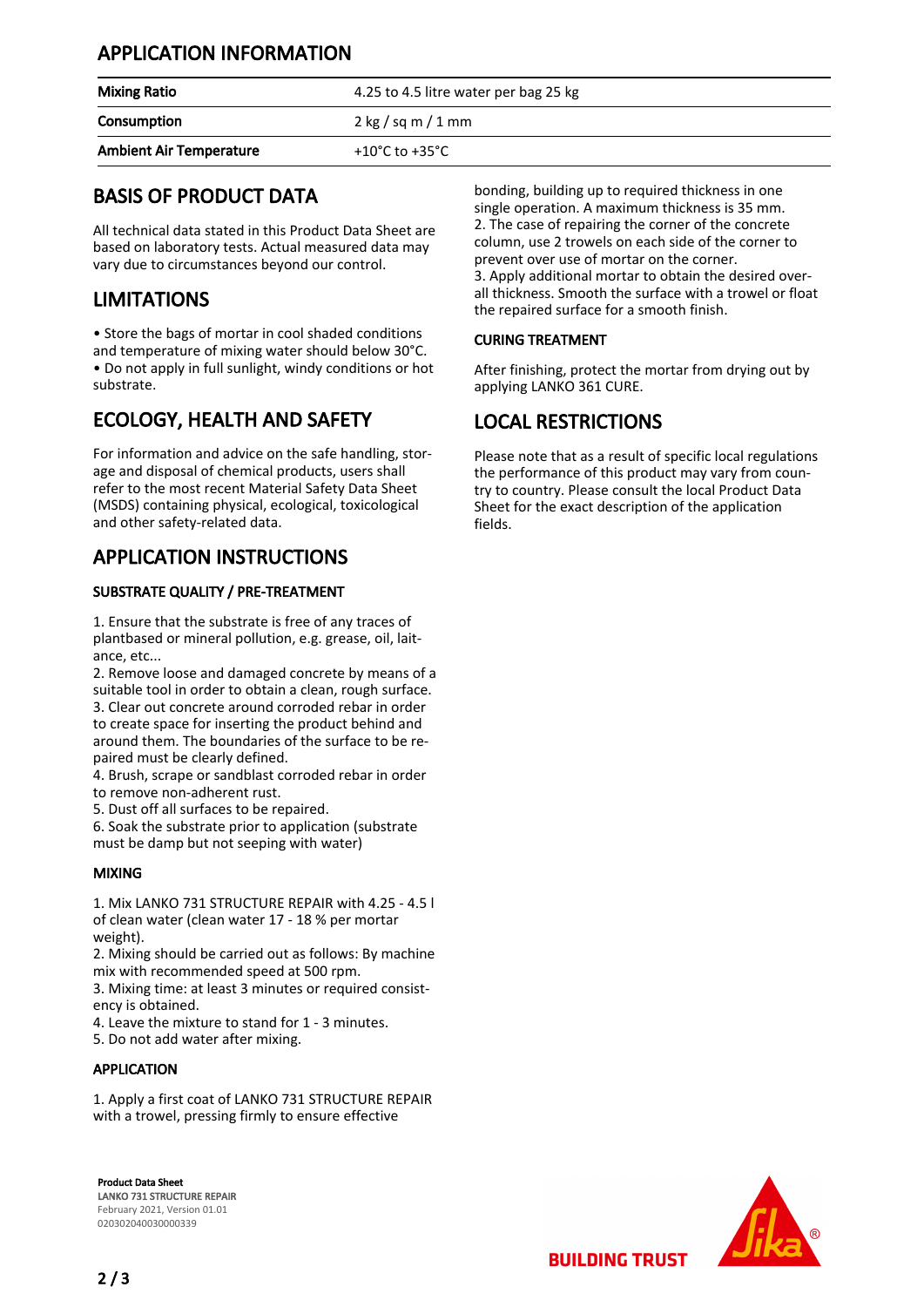## APPLICATION INFORMATION

| Mixing Ratio | 4.25 to 4.5 litre water per bag 25 kg |
|---|---|
| Consumption | 2 kg / sq m / 1 mm |
| Ambient Air Temperature | +10°C to +35°C |

## BASIS OF PRODUCT DATA

All technical data stated in this Product Data Sheet are based on laboratory tests. Actual measured data may vary due to circumstances beyond our control.

## LIMITATIONS

- Store the bags of mortar in cool shaded conditions and temperature of mixing water should below 30°C.
- Do not apply in full sunlight, windy conditions or hot substrate.

## ECOLOGY, HEALTH AND SAFETY

For information and advice on the safe handling, storage and disposal of chemical products, users shall refer to the most recent Material Safety Data Sheet (MSDS) containing physical, ecological, toxicological and other safety-related data.

## APPLICATION INSTRUCTIONS

### SUBSTRATE QUALITY / PRE-TREATMENT

1. Ensure that the substrate is free of any traces of plantbased or mineral pollution, e.g. grease, oil, laitance, etc...
2. Remove loose and damaged concrete by means of a suitable tool in order to obtain a clean, rough surface.
3. Clear out concrete around corroded rebar in order to create space for inserting the product behind and around them. The boundaries of the surface to be repaired must be clearly defined.
4. Brush, scrape or sandblast corroded rebar in order to remove non-adherent rust.
5. Dust off all surfaces to be repaired.
6. Soak the substrate prior to application (substrate must be damp but not seeping with water)

### MIXING

1. Mix LANKO 731 STRUCTURE REPAIR with 4.25 - 4.5 l of clean water (clean water 17 - 18 % per mortar weight).
2. Mixing should be carried out as follows: By machine mix with recommended speed at 500 rpm.
3. Mixing time: at least 3 minutes or required consistency is obtained.
4. Leave the mixture to stand for 1 - 3 minutes.
5. Do not add water after mixing.

### APPLICATION

1. Apply a first coat of LANKO 731 STRUCTURE REPAIR with a trowel, pressing firmly to ensure effective bonding, building up to required thickness in one single operation. A maximum thickness is 35 mm.
2. The case of repairing the corner of the concrete column, use 2 trowels on each side of the corner to prevent over use of mortar on the corner.
3. Apply additional mortar to obtain the desired overall thickness. Smooth the surface with a trowel or float the repaired surface for a smooth finish.

### CURING TREATMENT

After finishing, protect the mortar from drying out by applying LANKO 361 CURE.

## LOCAL RESTRICTIONS

Please note that as a result of specific local regulations the performance of this product may vary from country to country. Please consult the local Product Data Sheet for the exact description of the application fields.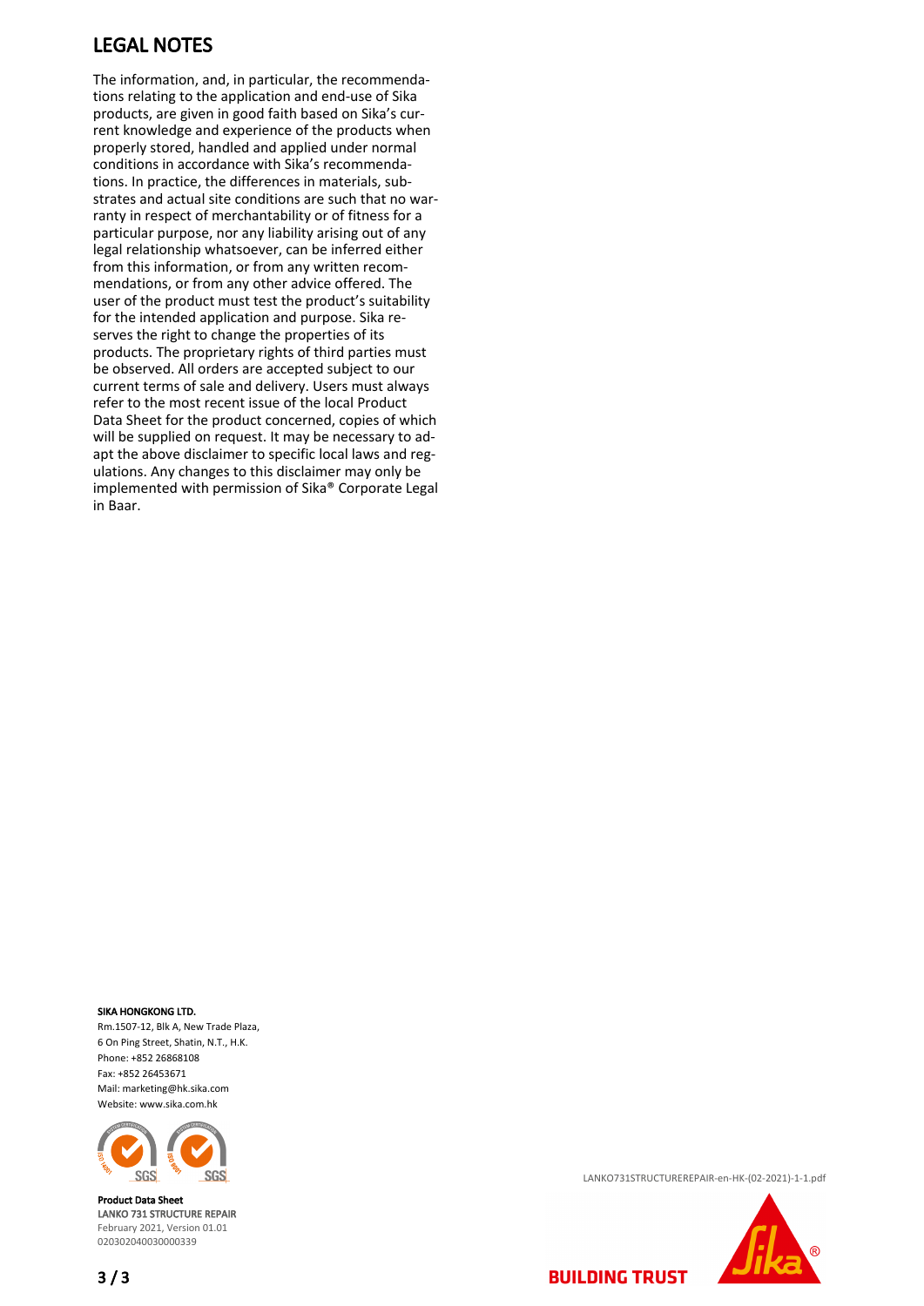## LEGAL NOTES

The information, and, in particular, the recommendations relating to the application and end-use of Sika products, are given in good faith based on Sika's current knowledge and experience of the products when properly stored, handled and applied under normal conditions in accordance with Sika's recommendations. In practice, the differences in materials, substrates and actual site conditions are such that no warranty in respect of merchantability or of fitness for a particular purpose, nor any liability arising out of any legal relationship whatsoever, can be inferred either from this information, or from any written recommendations, or from any other advice offered. The user of the product must test the product's suitability for the intended application and purpose. Sika reserves the right to change the properties of its products. The proprietary rights of third parties must be observed. All orders are accepted subject to our current terms of sale and delivery. Users must always refer to the most recent issue of the local Product Data Sheet for the product concerned, copies of which will be supplied on request. It may be necessary to adapt the above disclaimer to specific local laws and regulations. Any changes to this disclaimer may only be implemented with permission of Sika® Corporate Legal in Baar.

**SIKA HONGKONG LTD.**
Rm.1507-12, Blk A, New Trade Plaza,
6 On Ping Street, Shatin, N.T., H.K.
Phone: +852 26868108
Fax: +852 26453671
Mail: marketing@hk.sika.com
Website: www.sika.com.hk

**Product Data Sheet**
LANKO 731 STRUCTURE REPAIR
February 2021, Version 01.01
020302040030000339

LANKO731STRUCTUREREPAIR-en-HK-(02-2021)-1-1.pdf

BUILDING TRUST